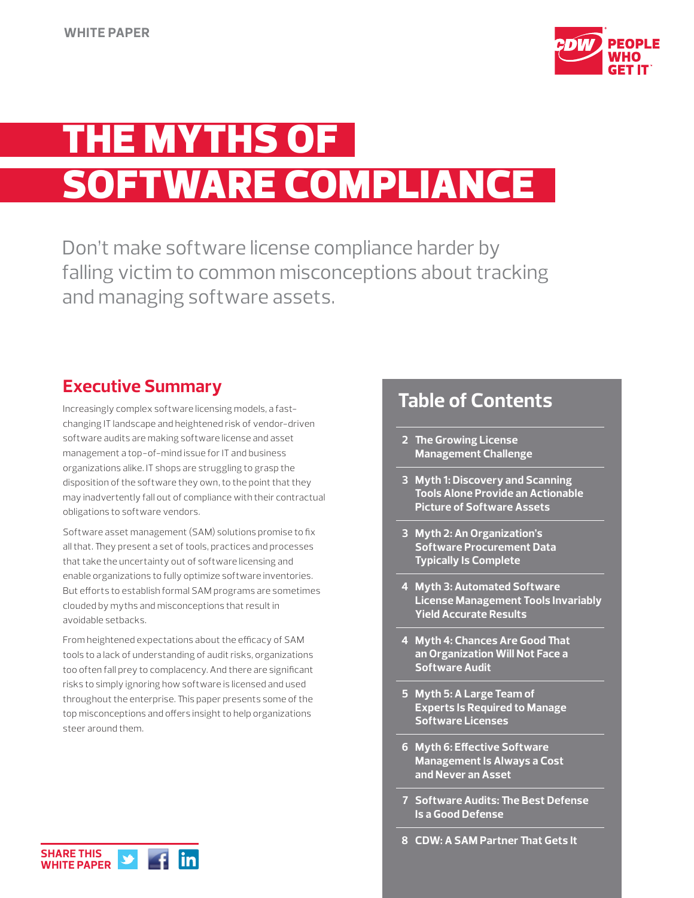WHITE PAPER

# THE MYTHS OF SOFTWARE COMPLIANCE

Don't make software license compliance harder by falling victim to common misconceptions about tracking and managing software assets.

## Executive Summary

Increasingly complex software licensing models, a fast-changing IT landscape and heightened risk of vendor-driven software audits are making software license and asset management a top-of-mind issue for IT and business organizations alike. IT shops are struggling to grasp the disposition of the software they own, to the point that they may inadvertently fall out of compliance with their contractual obligations to software vendors.

Software asset management (SAM) solutions promise to fix all that. They present a set of tools, practices and processes that take the uncertainty out of software licensing and enable organizations to fully optimize software inventories. But efforts to establish formal SAM programs are sometimes clouded by myths and misconceptions that result in avoidable setbacks.

From heightened expectations about the efficacy of SAM tools to a lack of understanding of audit risks, organizations too often fall prey to complacency. And there are significant risks to simply ignoring how software is licensed and used throughout the enterprise. This paper presents some of the top misconceptions and offers insight to help organizations steer around them.

## Table of Contents

- 2 The Growing License Management Challenge
- 3 Myth 1: Discovery and Scanning Tools Alone Provide an Actionable Picture of Software Assets
- 3 Myth 2: An Organization's Software Procurement Data Typically Is Complete
- 4 Myth 3: Automated Software License Management Tools Invariably Yield Accurate Results
- 4 Myth 4: Chances Are Good That an Organization Will Not Face a Software Audit
- 5 Myth 5: A Large Team of Experts Is Required to Manage Software Licenses
- 6 Myth 6: Effective Software Management Is Always a Cost and Never an Asset
- 7 Software Audits: The Best Defense Is a Good Defense
- 8 CDW: A SAM Partner That Gets It

SHARE THIS WHITE PAPER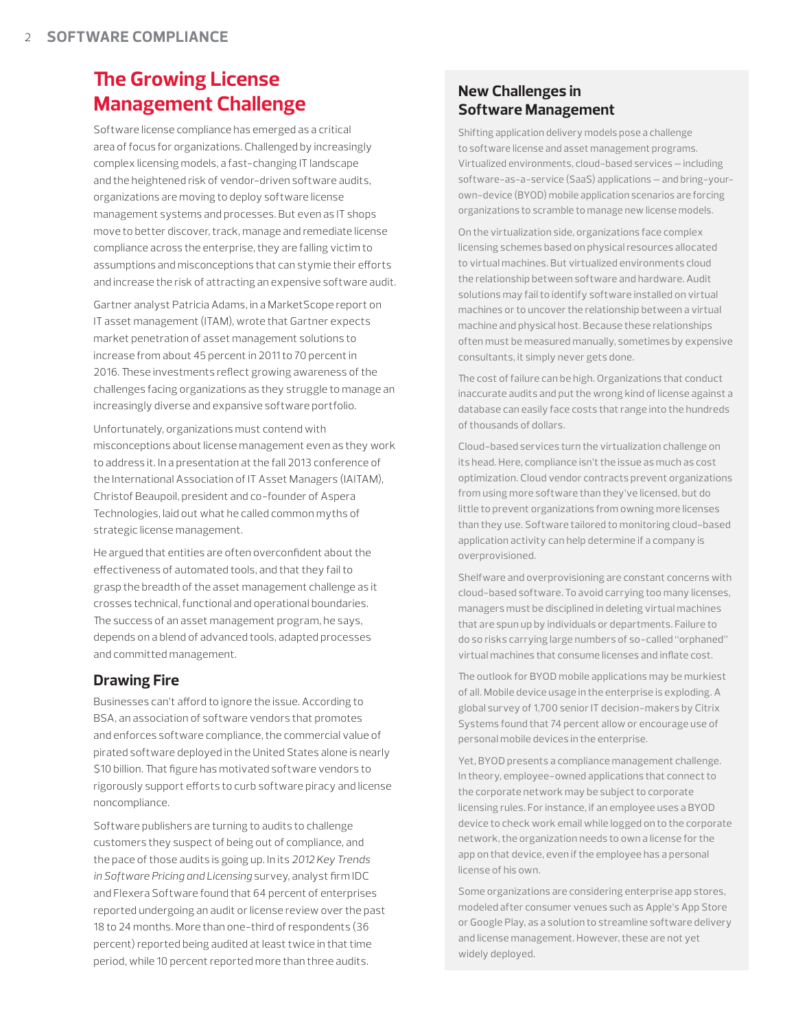## The Growing License Management Challenge

Software license compliance has emerged as a critical area of focus for organizations. Challenged by increasingly complex licensing models, a fast-changing IT landscape and the heightened risk of vendor-driven software audits, organizations are moving to deploy software license management systems and processes. But even as IT shops move to better discover, track, manage and remediate license compliance across the enterprise, they are falling victim to assumptions and misconceptions that can stymie their efforts and increase the risk of attracting an expensive software audit.

Gartner analyst Patricia Adams, in a MarketScope report on IT asset management (ITAM), wrote that Gartner expects market penetration of asset management solutions to increase from about 45 percent in 2011 to 70 percent in 2016. These investments reflect growing awareness of the challenges facing organizations as they struggle to manage an increasingly diverse and expansive software portfolio.

Unfortunately, organizations must contend with misconceptions about license management even as they work to address it. In a presentation at the fall 2013 conference of the International Association of IT Asset Managers (IAITAM), Christof Beaupoil, president and co-founder of Aspera Technologies, laid out what he called common myths of strategic license management.

He argued that entities are often overconfident about the effectiveness of automated tools, and that they fail to grasp the breadth of the asset management challenge as it crosses technical, functional and operational boundaries. The success of an asset management program, he says, depends on a blend of advanced tools, adapted processes and committed management.

### Drawing Fire

Businesses can't afford to ignore the issue. According to BSA, an association of software vendors that promotes and enforces software compliance, the commercial value of pirated software deployed in the United States alone is nearly $10 billion. That figure has motivated software vendors to rigorously support efforts to curb software piracy and license noncompliance.

Software publishers are turning to audits to challenge customers they suspect of being out of compliance, and the pace of those audits is going up. In its *2012 Key Trends in Software Pricing and Licensing* survey, analyst firm IDC and Flexera Software found that 64 percent of enterprises reported undergoing an audit or license review over the past 18 to 24 months. More than one-third of respondents (36 percent) reported being audited at least twice in that time period, while 10 percent reported more than three audits.

### New Challenges in Software Management

Shifting application delivery models pose a challenge to software license and asset management programs. Virtualized environments, cloud-based services — including software-as-a-service (SaaS) applications — and bring-your-own-device (BYOD) mobile application scenarios are forcing organizations to scramble to manage new license models.

On the virtualization side, organizations face complex licensing schemes based on physical resources allocated to virtual machines. But virtualized environments cloud the relationship between software and hardware. Audit solutions may fail to identify software installed on virtual machines or to uncover the relationship between a virtual machine and physical host. Because these relationships often must be measured manually, sometimes by expensive consultants, it simply never gets done.

The cost of failure can be high. Organizations that conduct inaccurate audits and put the wrong kind of license against a database can easily face costs that range into the hundreds of thousands of dollars.

Cloud-based services turn the virtualization challenge on its head. Here, compliance isn't the issue as much as cost optimization. Cloud vendor contracts prevent organizations from using more software than they've licensed, but do little to prevent organizations from owning more licenses than they use. Software tailored to monitoring cloud-based application activity can help determine if a company is overprovisioned.

Shelfware and overprovisioning are constant concerns with cloud-based software. To avoid carrying too many licenses, managers must be disciplined in deleting virtual machines that are spun up by individuals or departments. Failure to do so risks carrying large numbers of so-called "orphaned" virtual machines that consume licenses and inflate cost.

The outlook for BYOD mobile applications may be murkiest of all. Mobile device usage in the enterprise is exploding. A global survey of 1,700 senior IT decision-makers by Citrix Systems found that 74 percent allow or encourage use of personal mobile devices in the enterprise.

Yet, BYOD presents a compliance management challenge. In theory, employee-owned applications that connect to the corporate network may be subject to corporate licensing rules. For instance, if an employee uses a BYOD device to check work email while logged on to the corporate network, the organization needs to own a license for the app on that device, even if the employee has a personal license of his own.

Some organizations are considering enterprise app stores, modeled after consumer venues such as Apple's App Store or Google Play, as a solution to streamline software delivery and license management. However, these are not yet widely deployed.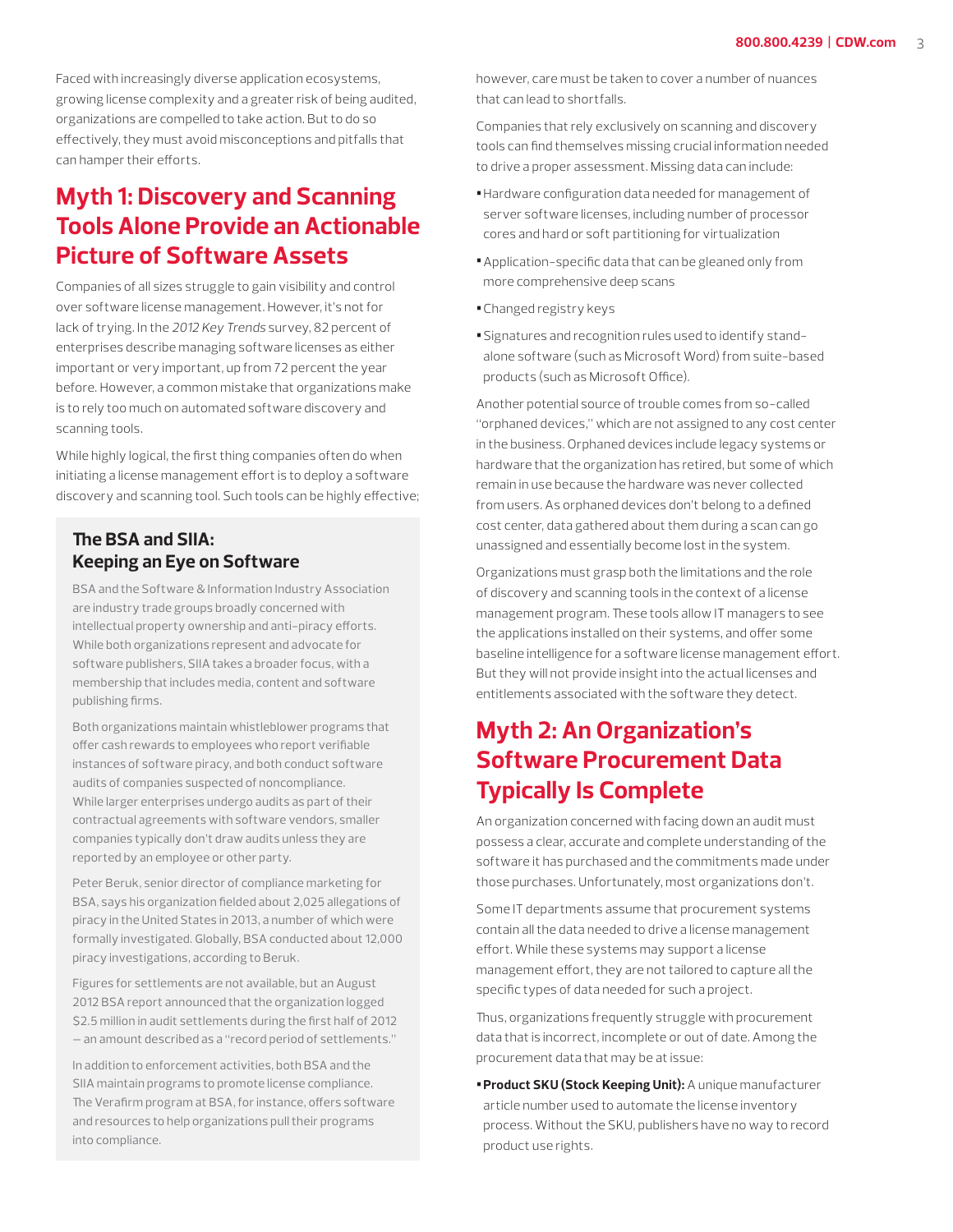Faced with increasingly diverse application ecosystems, growing license complexity and a greater risk of being audited, organizations are compelled to take action. But to do so effectively, they must avoid misconceptions and pitfalls that can hamper their efforts.

## Myth 1: Discovery and Scanning Tools Alone Provide an Actionable Picture of Software Assets

Companies of all sizes struggle to gain visibility and control over software license management. However, it's not for lack of trying. In the *2012 Key Trends* survey, 82 percent of enterprises describe managing software licenses as either important or very important, up from 72 percent the year before. However, a common mistake that organizations make is to rely too much on automated software discovery and scanning tools.

While highly logical, the first thing companies often do when initiating a license management effort is to deploy a software discovery and scanning tool. Such tools can be highly effective; however, care must be taken to cover a number of nuances that can lead to shortfalls.

Companies that rely exclusively on scanning and discovery tools can find themselves missing crucial information needed to drive a proper assessment. Missing data can include:

- Hardware configuration data needed for management of server software licenses, including number of processor cores and hard or soft partitioning for virtualization
- Application-specific data that can be gleaned only from more comprehensive deep scans
- Changed registry keys
- Signatures and recognition rules used to identify stand-alone software (such as Microsoft Word) from suite-based products (such as Microsoft Office).

Another potential source of trouble comes from so-called "orphaned devices," which are not assigned to any cost center in the business. Orphaned devices include legacy systems or hardware that the organization has retired, but some of which remain in use because the hardware was never collected from users. As orphaned devices don't belong to a defined cost center, data gathered about them during a scan can go unassigned and essentially become lost in the system.

Organizations must grasp both the limitations and the role of discovery and scanning tools in the context of a license management program. These tools allow IT managers to see the applications installed on their systems, and offer some baseline intelligence for a software license management effort. But they will not provide insight into the actual licenses and entitlements associated with the software they detect.

### The BSA and SIIA: Keeping an Eye on Software

BSA and the Software & Information Industry Association are industry trade groups broadly concerned with intellectual property ownership and anti-piracy efforts. While both organizations represent and advocate for software publishers, SIIA takes a broader focus, with a membership that includes media, content and software publishing firms.

Both organizations maintain whistleblower programs that offer cash rewards to employees who report verifiable instances of software piracy, and both conduct software audits of companies suspected of noncompliance. While larger enterprises undergo audits as part of their contractual agreements with software vendors, smaller companies typically don't draw audits unless they are reported by an employee or other party.

Peter Beruk, senior director of compliance marketing for BSA, says his organization fielded about 2,025 allegations of piracy in the United States in 2013, a number of which were formally investigated. Globally, BSA conducted about 12,000 piracy investigations, according to Beruk.

Figures for settlements are not available, but an August 2012 BSA report announced that the organization logged $2.5 million in audit settlements during the first half of 2012 — an amount described as a "record period of settlements."

In addition to enforcement activities, both BSA and the SIIA maintain programs to promote license compliance. The Verafirm program at BSA, for instance, offers software and resources to help organizations pull their programs into compliance.

## Myth 2: An Organization's Software Procurement Data Typically Is Complete

An organization concerned with facing down an audit must possess a clear, accurate and complete understanding of the software it has purchased and the commitments made under those purchases. Unfortunately, most organizations don't.

Some IT departments assume that procurement systems contain all the data needed to drive a license management effort. While these systems may support a license management effort, they are not tailored to capture all the specific types of data needed for such a project.

Thus, organizations frequently struggle with procurement data that is incorrect, incomplete or out of date. Among the procurement data that may be at issue:

- **Product SKU (Stock Keeping Unit):** A unique manufacturer article number used to automate the license inventory process. Without the SKU, publishers have no way to record product use rights.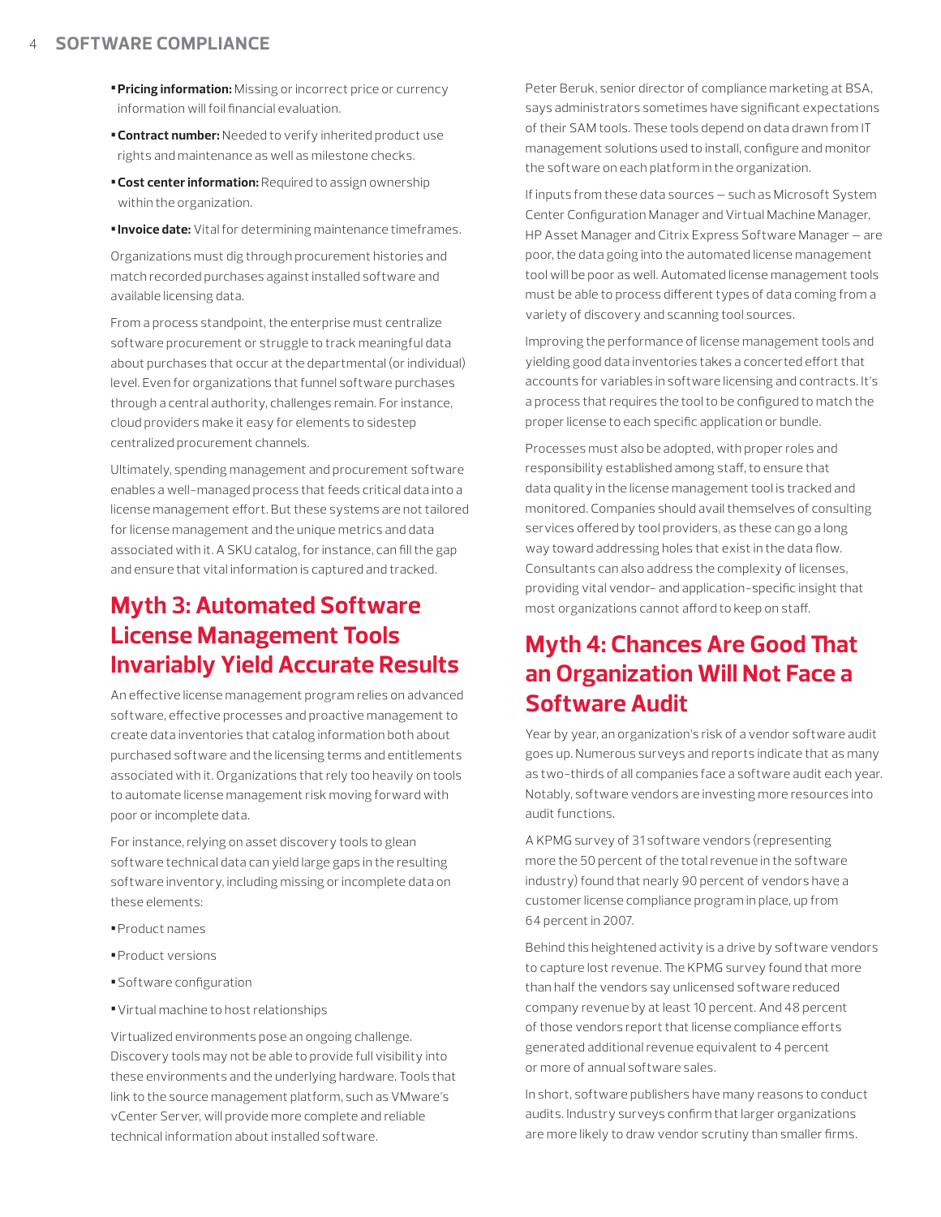- **Pricing information:** Missing or incorrect price or currency information will foil financial evaluation.
- **Contract number:** Needed to verify inherited product use rights and maintenance as well as milestone checks.
- **Cost center information:** Required to assign ownership within the organization.
- **Invoice date:** Vital for determining maintenance timeframes.

Organizations must dig through procurement histories and match recorded purchases against installed software and available licensing data.

From a process standpoint, the enterprise must centralize software procurement or struggle to track meaningful data about purchases that occur at the departmental (or individual) level. Even for organizations that funnel software purchases through a central authority, challenges remain. For instance, cloud providers make it easy for elements to sidestep centralized procurement channels.

Ultimately, spending management and procurement software enables a well-managed process that feeds critical data into a license management effort. But these systems are not tailored for license management and the unique metrics and data associated with it. A SKU catalog, for instance, can fill the gap and ensure that vital information is captured and tracked.

## Myth 3: Automated Software License Management Tools Invariably Yield Accurate Results

An effective license management program relies on advanced software, effective processes and proactive management to create data inventories that catalog information both about purchased software and the licensing terms and entitlements associated with it. Organizations that rely too heavily on tools to automate license management risk moving forward with poor or incomplete data.

For instance, relying on asset discovery tools to glean software technical data can yield large gaps in the resulting software inventory, including missing or incomplete data on these elements:

- Product names
- Product versions
- Software configuration
- Virtual machine to host relationships

Virtualized environments pose an ongoing challenge. Discovery tools may not be able to provide full visibility into these environments and the underlying hardware. Tools that link to the source management platform, such as VMware's vCenter Server, will provide more complete and reliable technical information about installed software.

Peter Beruk, senior director of compliance marketing at BSA, says administrators sometimes have significant expectations of their SAM tools. These tools depend on data drawn from IT management solutions used to install, configure and monitor the software on each platform in the organization.

If inputs from these data sources — such as Microsoft System Center Configuration Manager and Virtual Machine Manager, HP Asset Manager and Citrix Express Software Manager — are poor, the data going into the automated license management tool will be poor as well. Automated license management tools must be able to process different types of data coming from a variety of discovery and scanning tool sources.

Improving the performance of license management tools and yielding good data inventories takes a concerted effort that accounts for variables in software licensing and contracts. It's a process that requires the tool to be configured to match the proper license to each specific application or bundle.

Processes must also be adopted, with proper roles and responsibility established among staff, to ensure that data quality in the license management tool is tracked and monitored. Companies should avail themselves of consulting services offered by tool providers, as these can go a long way toward addressing holes that exist in the data flow. Consultants can also address the complexity of licenses, providing vital vendor- and application-specific insight that most organizations cannot afford to keep on staff.

## Myth 4: Chances Are Good That an Organization Will Not Face a Software Audit

Year by year, an organization's risk of a vendor software audit goes up. Numerous surveys and reports indicate that as many as two-thirds of all companies face a software audit each year. Notably, software vendors are investing more resources into audit functions.

A KPMG survey of 31 software vendors (representing more the 50 percent of the total revenue in the software industry) found that nearly 90 percent of vendors have a customer license compliance program in place, up from 64 percent in 2007.

Behind this heightened activity is a drive by software vendors to capture lost revenue. The KPMG survey found that more than half the vendors say unlicensed software reduced company revenue by at least 10 percent. And 48 percent of those vendors report that license compliance efforts generated additional revenue equivalent to 4 percent or more of annual software sales.

In short, software publishers have many reasons to conduct audits. Industry surveys confirm that larger organizations are more likely to draw vendor scrutiny than smaller firms.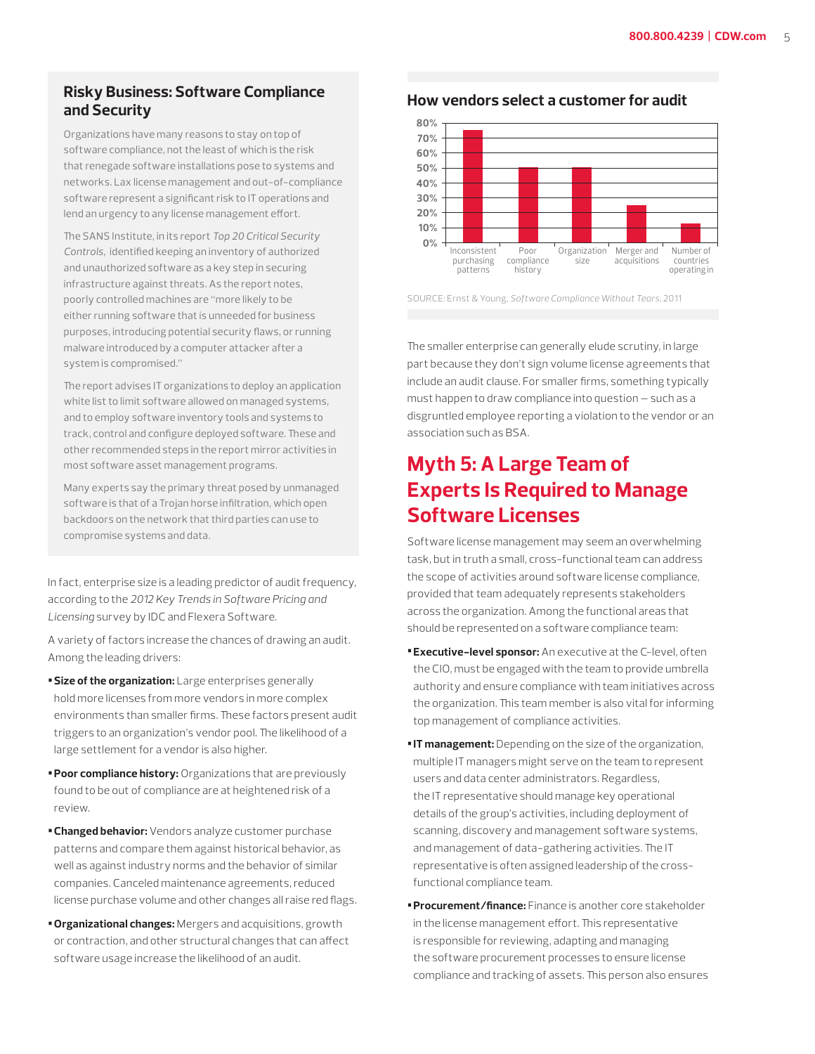## Risky Business: Software Compliance and Security

Organizations have many reasons to stay on top of software compliance, not the least of which is the risk that renegade software installations pose to systems and networks. Lax license management and out-of-compliance software represent a significant risk to IT operations and lend an urgency to any license management effort.

The SANS Institute, in its report *Top 20 Critical Security Controls*, identified keeping an inventory of authorized and unauthorized software as a key step in securing infrastructure against threats. As the report notes, poorly controlled machines are "more likely to be either running software that is unneeded for business purposes, introducing potential security flaws, or running malware introduced by a computer attacker after a system is compromised."

The report advises IT organizations to deploy an application white list to limit software allowed on managed systems, and to employ software inventory tools and systems to track, control and configure deployed software. These and other recommended steps in the report mirror activities in most software asset management programs.

Many experts say the primary threat posed by unmanaged software is that of a Trojan horse infiltration, which open backdoors on the network that third parties can use to compromise systems and data.

In fact, enterprise size is a leading predictor of audit frequency, according to the *2012 Key Trends in Software Pricing and Licensing* survey by IDC and Flexera Software.

A variety of factors increase the chances of drawing an audit. Among the leading drivers:

- **Size of the organization:** Large enterprises generally hold more licenses from more vendors in more complex environments than smaller firms. These factors present audit triggers to an organization's vendor pool. The likelihood of a large settlement for a vendor is also higher.
- **Poor compliance history:** Organizations that are previously found to be out of compliance are at heightened risk of a review.
- **Changed behavior:** Vendors analyze customer purchase patterns and compare them against historical behavior, as well as against industry norms and the behavior of similar companies. Canceled maintenance agreements, reduced license purchase volume and other changes all raise red flags.
- **Organizational changes:** Mergers and acquisitions, growth or contraction, and other structural changes that can affect software usage increase the likelihood of an audit.

### How vendors select a customer for audit

Chart categories (y-axis 0%–80%): Inconsistent purchasing patterns; Poor compliance history; Organization size; Merger and acquisitions; Number of countries operating in

SOURCE: Ernst & Young, *Software Compliance Without Tears*, 2011

The smaller enterprise can generally elude scrutiny, in large part because they don't sign volume license agreements that include an audit clause. For smaller firms, something typically must happen to draw compliance into question — such as a disgruntled employee reporting a violation to the vendor or an association such as BSA.

## Myth 5: A Large Team of Experts Is Required to Manage Software Licenses

Software license management may seem an overwhelming task, but in truth a small, cross-functional team can address the scope of activities around software license compliance, provided that team adequately represents stakeholders across the organization. Among the functional areas that should be represented on a software compliance team:

- **Executive-level sponsor:** An executive at the C-level, often the CIO, must be engaged with the team to provide umbrella authority and ensure compliance with team initiatives across the organization. This team member is also vital for informing top management of compliance activities.
- **IT management:** Depending on the size of the organization, multiple IT managers might serve on the team to represent users and data center administrators. Regardless, the IT representative should manage key operational details of the group's activities, including deployment of scanning, discovery and management software systems, and management of data-gathering activities. The IT representative is often assigned leadership of the cross-functional compliance team.
- **Procurement/finance:** Finance is another core stakeholder in the license management effort. This representative is responsible for reviewing, adapting and managing the software procurement processes to ensure license compliance and tracking of assets. This person also ensures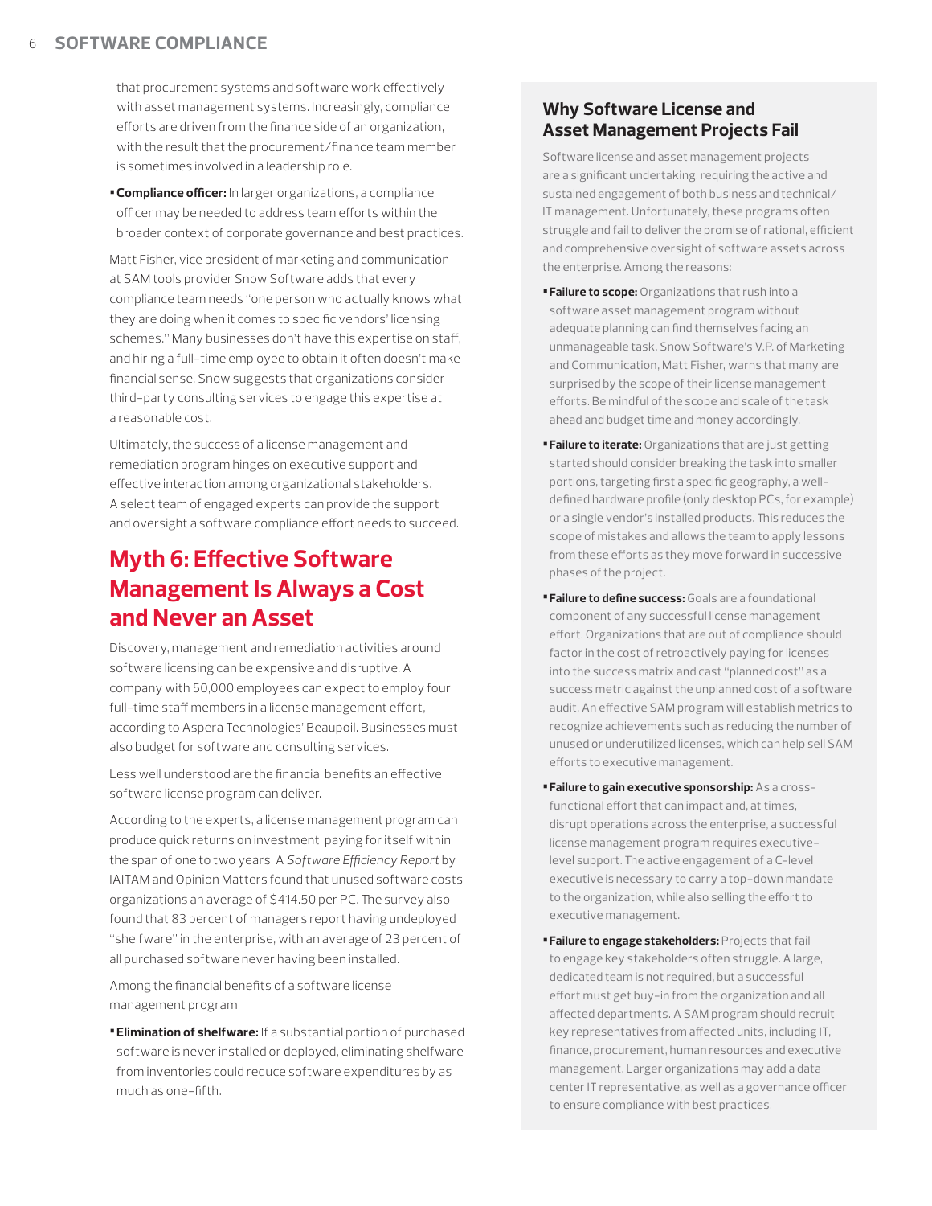that procurement systems and software work effectively with asset management systems. Increasingly, compliance efforts are driven from the finance side of an organization, with the result that the procurement/finance team member is sometimes involved in a leadership role.

- **Compliance officer:** In larger organizations, a compliance officer may be needed to address team efforts within the broader context of corporate governance and best practices.

Matt Fisher, vice president of marketing and communication at SAM tools provider Snow Software adds that every compliance team needs "one person who actually knows what they are doing when it comes to specific vendors' licensing schemes." Many businesses don't have this expertise on staff, and hiring a full-time employee to obtain it often doesn't make financial sense. Snow suggests that organizations consider third-party consulting services to engage this expertise at a reasonable cost.

Ultimately, the success of a license management and remediation program hinges on executive support and effective interaction among organizational stakeholders. A select team of engaged experts can provide the support and oversight a software compliance effort needs to succeed.

## Myth 6: Effective Software Management Is Always a Cost and Never an Asset

Discovery, management and remediation activities around software licensing can be expensive and disruptive. A company with 50,000 employees can expect to employ four full-time staff members in a license management effort, according to Aspera Technologies' Beaupoil. Businesses must also budget for software and consulting services.

Less well understood are the financial benefits an effective software license program can deliver.

According to the experts, a license management program can produce quick returns on investment, paying for itself within the span of one to two years. A *Software Efficiency Report* by IAITAM and Opinion Matters found that unused software costs organizations an average of $414.50 per PC. The survey also found that 83 percent of managers report having undeployed "shelfware" in the enterprise, with an average of 23 percent of all purchased software never having been installed.

Among the financial benefits of a software license management program:

- **Elimination of shelfware:** If a substantial portion of purchased software is never installed or deployed, eliminating shelfware from inventories could reduce software expenditures by as much as one-fifth.

### Why Software License and Asset Management Projects Fail

Software license and asset management projects are a significant undertaking, requiring the active and sustained engagement of both business and technical/IT management. Unfortunately, these programs often struggle and fail to deliver the promise of rational, efficient and comprehensive oversight of software assets across the enterprise. Among the reasons:

- **Failure to scope:** Organizations that rush into a software asset management program without adequate planning can find themselves facing an unmanageable task. Snow Software's V.P. of Marketing and Communication, Matt Fisher, warns that many are surprised by the scope of their license management efforts. Be mindful of the scope and scale of the task ahead and budget time and money accordingly.
- **Failure to iterate:** Organizations that are just getting started should consider breaking the task into smaller portions, targeting first a specific geography, a well-defined hardware profile (only desktop PCs, for example) or a single vendor's installed products. This reduces the scope of mistakes and allows the team to apply lessons from these efforts as they move forward in successive phases of the project.
- **Failure to define success:** Goals are a foundational component of any successful license management effort. Organizations that are out of compliance should factor in the cost of retroactively paying for licenses into the success matrix and cast "planned cost" as a success metric against the unplanned cost of a software audit. An effective SAM program will establish metrics to recognize achievements such as reducing the number of unused or underutilized licenses, which can help sell SAM efforts to executive management.
- **Failure to gain executive sponsorship:** As a cross-functional effort that can impact and, at times, disrupt operations across the enterprise, a successful license management program requires executive-level support. The active engagement of a C-level executive is necessary to carry a top-down mandate to the organization, while also selling the effort to executive management.
- **Failure to engage stakeholders:** Projects that fail to engage key stakeholders often struggle. A large, dedicated team is not required, but a successful effort must get buy-in from the organization and all affected departments. A SAM program should recruit key representatives from affected units, including IT, finance, procurement, human resources and executive management. Larger organizations may add a data center IT representative, as well as a governance officer to ensure compliance with best practices.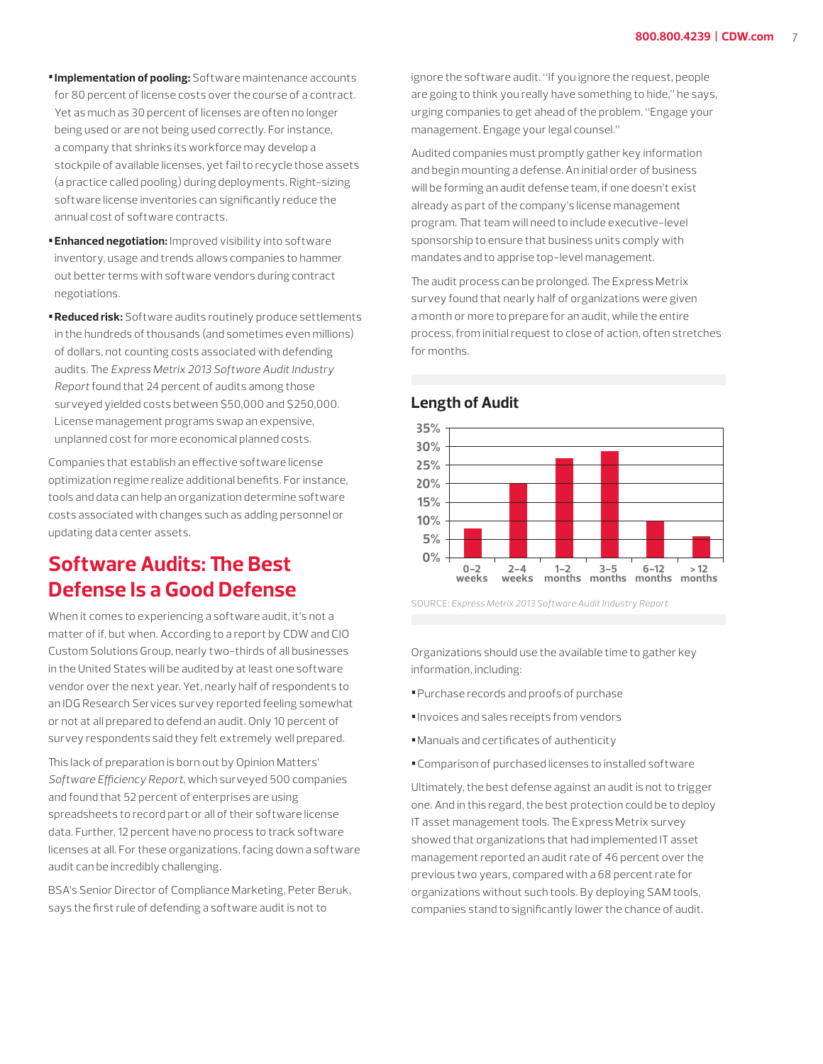- **Implementation of pooling:** Software maintenance accounts for 80 percent of license costs over the course of a contract. Yet as much as 30 percent of licenses are often no longer being used or are not being used correctly. For instance, a company that shrinks its workforce may develop a stockpile of available licenses, yet fail to recycle those assets (a practice called pooling) during deployments. Right-sizing software license inventories can significantly reduce the annual cost of software contracts.
- **Enhanced negotiation:** Improved visibility into software inventory, usage and trends allows companies to hammer out better terms with software vendors during contract negotiations.
- **Reduced risk:** Software audits routinely produce settlements in the hundreds of thousands (and sometimes even millions) of dollars, not counting costs associated with defending audits. The *Express Metrix 2013 Software Audit Industry Report* found that 24 percent of audits among those surveyed yielded costs between $50,000 and $250,000. License management programs swap an expensive, unplanned cost for more economical planned costs.

Companies that establish an effective software license optimization regime realize additional benefits. For instance, tools and data can help an organization determine software costs associated with changes such as adding personnel or updating data center assets.

## Software Audits: The Best Defense Is a Good Defense

When it comes to experiencing a software audit, it's not a matter of if, but when. According to a report by CDW and CIO Custom Solutions Group, nearly two-thirds of all businesses in the United States will be audited by at least one software vendor over the next year. Yet, nearly half of respondents to an IDG Research Services survey reported feeling somewhat or not at all prepared to defend an audit. Only 10 percent of survey respondents said they felt extremely well prepared.

This lack of preparation is born out by Opinion Matters' *Software Efficiency Report*, which surveyed 500 companies and found that 52 percent of enterprises are using spreadsheets to record part or all of their software license data. Further, 12 percent have no process to track software licenses at all. For these organizations, facing down a software audit can be incredibly challenging.

BSA's Senior Director of Compliance Marketing, Peter Beruk, says the first rule of defending a software audit is not to ignore the software audit. "If you ignore the request, people are going to think you really have something to hide," he says, urging companies to get ahead of the problem. "Engage your management. Engage your legal counsel."

Audited companies must promptly gather key information and begin mounting a defense. An initial order of business will be forming an audit defense team, if one doesn't exist already as part of the company's license management program. That team will need to include executive-level sponsorship to ensure that business units comply with mandates and to apprise top-level management.

The audit process can be prolonged. The Express Metrix survey found that nearly half of organizations were given a month or more to prepare for an audit, while the entire process, from initial request to close of action, often stretches for months.

### Length of Audit

SOURCE: *Express Metrix 2013 Software Audit Industry Report*

Organizations should use the available time to gather key information, including:

- Purchase records and proofs of purchase
- Invoices and sales receipts from vendors
- Manuals and certificates of authenticity
- Comparison of purchased licenses to installed software

Ultimately, the best defense against an audit is not to trigger one. And in this regard, the best protection could be to deploy IT asset management tools. The Express Metrix survey showed that organizations that had implemented IT asset management reported an audit rate of 46 percent over the previous two years, compared with a 68 percent rate for organizations without such tools. By deploying SAM tools, companies stand to significantly lower the chance of audit.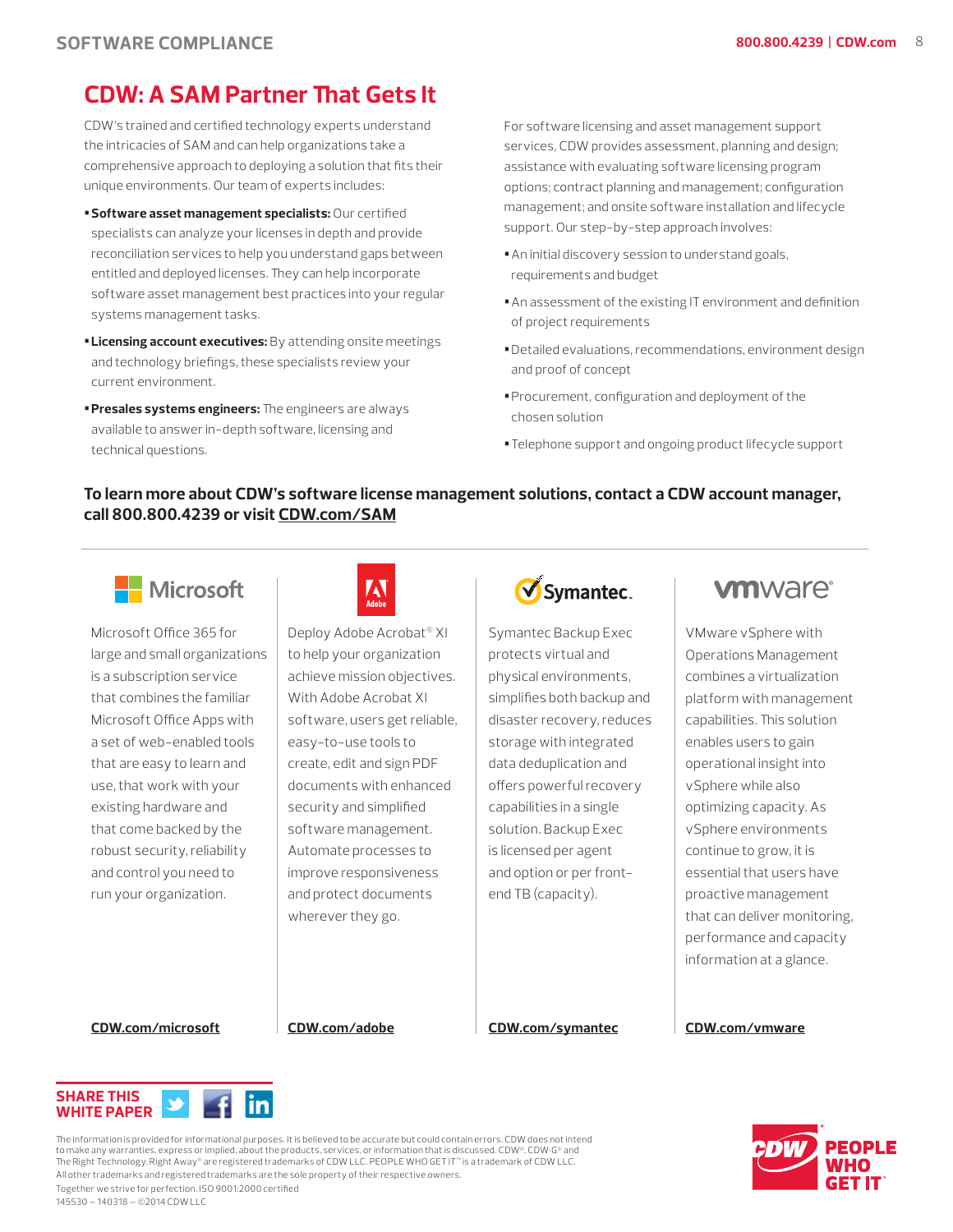## CDW: A SAM Partner That Gets It

CDW's trained and certified technology experts understand the intricacies of SAM and can help organizations take a comprehensive approach to deploying a solution that fits their unique environments. Our team of experts includes:

- **Software asset management specialists:** Our certified specialists can analyze your licenses in depth and provide reconciliation services to help you understand gaps between entitled and deployed licenses. They can help incorporate software asset management best practices into your regular systems management tasks.
- **Licensing account executives:** By attending onsite meetings and technology briefings, these specialists review your current environment.
- **Presales systems engineers:** The engineers are always available to answer in-depth software, licensing and technical questions.

For software licensing and asset management support services, CDW provides assessment, planning and design; assistance with evaluating software licensing program options; contract planning and management; configuration management; and onsite software installation and lifecycle support. Our step-by-step approach involves:

- An initial discovery session to understand goals, requirements and budget
- An assessment of the existing IT environment and definition of project requirements
- Detailed evaluations, recommendations, environment design and proof of concept
- Procurement, configuration and deployment of the chosen solution
- Telephone support and ongoing product lifecycle support

**To learn more about CDW's software license management solutions, contact a CDW account manager, call 800.800.4239 or visit CDW.com/SAM**

**Microsoft**

Microsoft Office 365 for large and small organizations is a subscription service that combines the familiar Microsoft Office Apps with a set of web-enabled tools that are easy to learn and use, that work with your existing hardware and that come backed by the robust security, reliability and control you need to run your organization.

**CDW.com/microsoft**

**Adobe**

Deploy Adobe Acrobat® XI to help your organization achieve mission objectives. With Adobe Acrobat XI software, users get reliable, easy-to-use tools to create, edit and sign PDF documents with enhanced security and simplified software management. Automate processes to improve responsiveness and protect documents wherever they go.

**CDW.com/adobe**

**Symantec.**

Symantec Backup Exec protects virtual and physical environments, simplifies both backup and disaster recovery, reduces storage with integrated data deduplication and offers powerful recovery capabilities in a single solution. Backup Exec is licensed per agent and option or per front-end TB (capacity).

**CDW.com/symantec**

**vmware®**

VMware vSphere with Operations Management combines a virtualization platform with management capabilities. This solution enables users to gain operational insight into vSphere while also optimizing capacity. As vSphere environments continue to grow, it is essential that users have proactive management that can deliver monitoring, performance and capacity information at a glance.

**CDW.com/vmware**

**SHARE THIS WHITE PAPER**

The information is provided for informational purposes. It is believed to be accurate but could contain errors. CDW does not intend to make any warranties, express or implied, about the products, services, or information that is discussed. CDW®, CDW·G® and The Right Technology. Right Away® are registered trademarks of CDW LLC. PEOPLE WHO GET IT™ is a trademark of CDW LLC. All other trademarks and registered trademarks are the sole property of their respective owners.
Together we strive for perfection. ISO 9001:2000 certified
145530 – 140318 – ©2014 CDW LLC

CDW PEOPLE WHO GET IT™